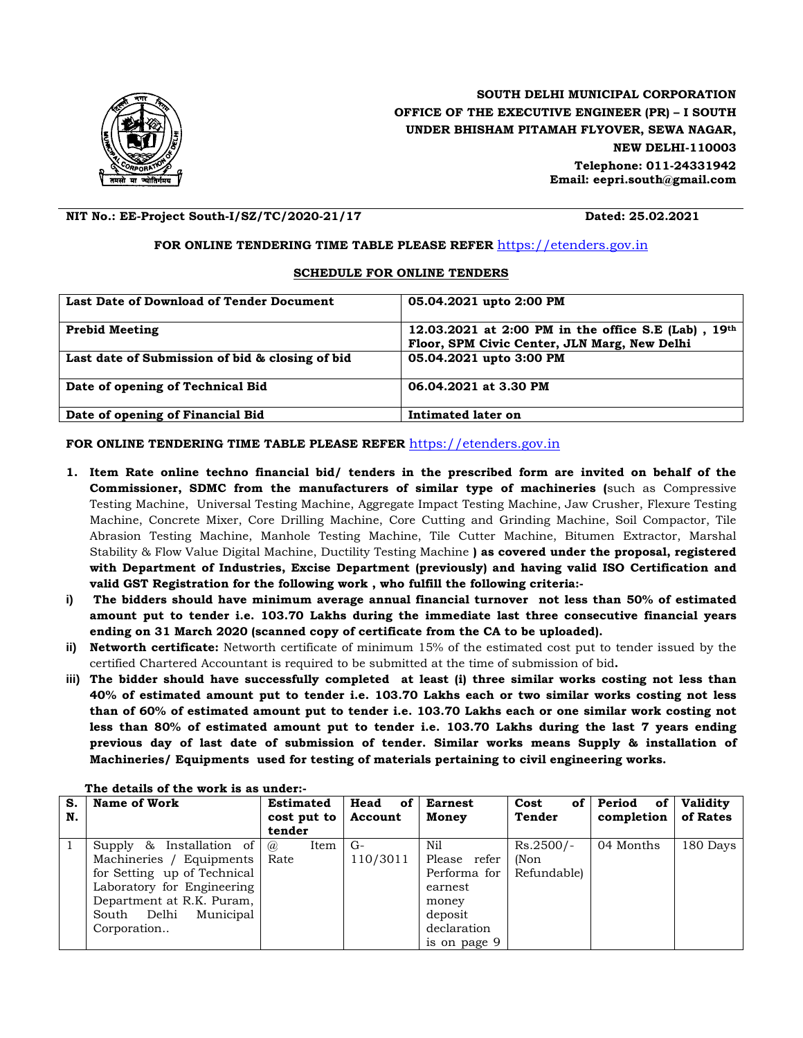**SOUTH DELHI MUNICIPAL CORPORATION**
**OFFICE OF THE EXECUTIVE ENGINEER (PR) – I SOUTH**
**UNDER BHISHAM PITAMAH FLYOVER, SEWA NAGAR,**
**NEW DELHI-110003**
**Telephone: 011-24331942**
**Email: eepri.south@gmail.com**

**NIT No.: EE-Project South-I/SZ/TC/2020-21/17** **Dated: 25.02.2021**

**FOR ONLINE TENDERING TIME TABLE PLEASE REFER** https://etenders.gov.in

**SCHEDULE FOR ONLINE TENDERS**

| | |
|---|---|
| **Last Date of Download of Tender Document** | **05.04.2021 upto 2:00 PM** |
| **Prebid Meeting** | **12.03.2021 at 2:00 PM in the office S.E (Lab) , 19th Floor, SPM Civic Center, JLN Marg, New Delhi** |
| **Last date of Submission of bid & closing of bid** | **05.04.2021 upto 3:00 PM** |
| **Date of opening of Technical Bid** | **06.04.2021 at 3.30 PM** |
| **Date of opening of Financial Bid** | **Intimated later on** |

**FOR ONLINE TENDERING TIME TABLE PLEASE REFER** https://etenders.gov.in

1. **Item Rate online techno financial bid/ tenders in the prescribed form are invited on behalf of the Commissioner, SDMC from the manufacturers of similar type of machineries (**such as Compressive Testing Machine, Universal Testing Machine, Aggregate Impact Testing Machine, Jaw Crusher, Flexure Testing Machine, Concrete Mixer, Core Drilling Machine, Core Cutting and Grinding Machine, Soil Compactor, Tile Abrasion Testing Machine, Manhole Testing Machine, Tile Cutter Machine, Bitumen Extractor, Marshal Stability & Flow Value Digital Machine, Ductility Testing Machine **) as covered under the proposal, registered with Department of Industries, Excise Department (previously) and having valid ISO Certification and valid GST Registration for the following work , who fulfill the following criteria:-**

i) **The bidders should have minimum average annual financial turnover not less than 50% of estimated amount put to tender i.e. 103.70 Lakhs during the immediate last three consecutive financial years ending on 31 March 2020 (scanned copy of certificate from the CA to be uploaded).**

ii) **Networth certificate:** Networth certificate of minimum 15% of the estimated cost put to tender issued by the certified Chartered Accountant is required to be submitted at the time of submission of bid**.**

iii) **The bidder should have successfully completed at least (i) three similar works costing not less than 40% of estimated amount put to tender i.e. 103.70 Lakhs each or two similar works costing not less than of 60% of estimated amount put to tender i.e. 103.70 Lakhs each or one similar work costing not less than 80% of estimated amount put to tender i.e. 103.70 Lakhs during the last 7 years ending previous day of last date of submission of tender. Similar works means Supply & installation of Machineries/ Equipments used for testing of materials pertaining to civil engineering works.**

**The details of the work is as under:-**

| S. N. | Name of Work | Estimated cost put to tender | Head of Account | Earnest Money | Cost of Tender | Period of completion | Validity of Rates |
|---|---|---|---|---|---|---|---|
| 1 | Supply & Installation of Machineries / Equipments for Setting up of Technical Laboratory for Engineering Department at R.K. Puram, South Delhi Municipal Corporation.. | @ Item Rate | G-110/3011 | Nil Please refer Performa for earnest money deposit declaration is on page 9 | Rs.2500/- (Non Refundable) | 04 Months | 180 Days |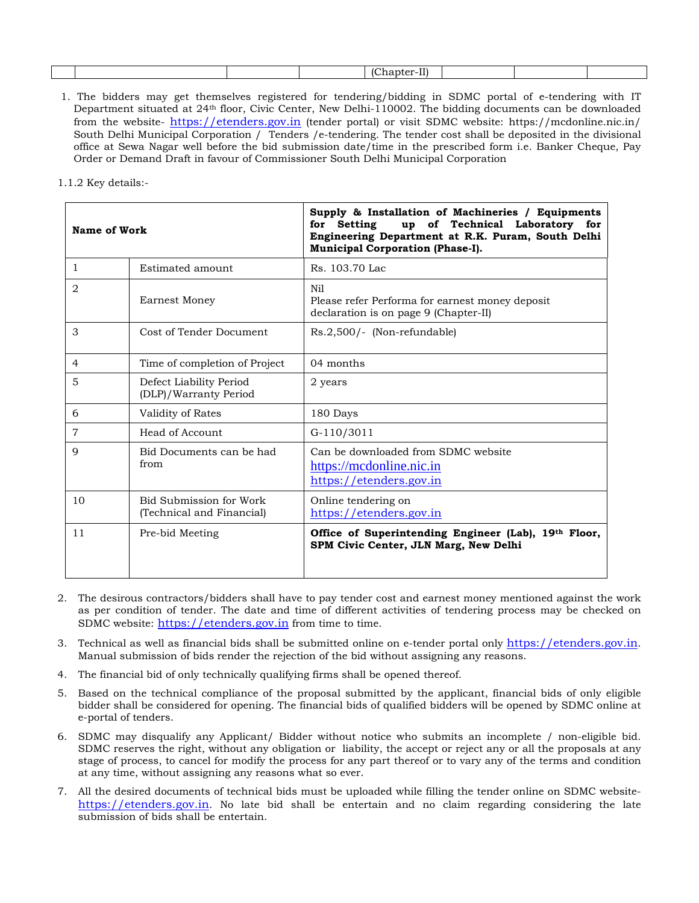| | | | | (Chapter-II) | | | |
|---|---|---|---|---|---|---|---|

1. The bidders may get themselves registered for tendering/bidding in SDMC portal of e-tendering with IT Department situated at 24th floor, Civic Center, New Delhi-110002. The bidding documents can be downloaded from the website- https://etenders.gov.in (tender portal) or visit SDMC website: https://mcdonline.nic.in/ South Delhi Municipal Corporation / Tenders /e-tendering. The tender cost shall be deposited in the divisional office at Sewa Nagar well before the bid submission date/time in the prescribed form i.e. Banker Cheque, Pay Order or Demand Draft in favour of Commissioner South Delhi Municipal Corporation

1.1.2 Key details:-

| **Name of Work** | | **Supply & Installation of Machineries / Equipments for Setting up of Technical Laboratory for Engineering Department at R.K. Puram, South Delhi Municipal Corporation (Phase-I).** |
|---|---|---|
| 1 | Estimated amount | Rs. 103.70 Lac |
| 2 | Earnest Money | Nil<br>Please refer Performa for earnest money deposit declaration is on page 9 (Chapter-II) |
| 3 | Cost of Tender Document | Rs.2,500/- (Non-refundable) |
| 4 | Time of completion of Project | 04 months |
| 5 | Defect Liability Period (DLP)/Warranty Period | 2 years |
| 6 | Validity of Rates | 180 Days |
| 7 | Head of Account | G-110/3011 |
| 9 | Bid Documents can be had from | Can be downloaded from SDMC website<br>https://mcdonline.nic.in<br>https://etenders.gov.in |
| 10 | Bid Submission for Work (Technical and Financial) | Online tendering on<br>https://etenders.gov.in |
| 11 | Pre-bid Meeting | **Office of Superintending Engineer (Lab), 19th Floor, SPM Civic Center, JLN Marg, New Delhi** |

2. The desirous contractors/bidders shall have to pay tender cost and earnest money mentioned against the work as per condition of tender. The date and time of different activities of tendering process may be checked on SDMC website: https://etenders.gov.in from time to time.

3. Technical as well as financial bids shall be submitted online on e-tender portal only https://etenders.gov.in. Manual submission of bids render the rejection of the bid without assigning any reasons.

4. The financial bid of only technically qualifying firms shall be opened thereof.

5. Based on the technical compliance of the proposal submitted by the applicant, financial bids of only eligible bidder shall be considered for opening. The financial bids of qualified bidders will be opened by SDMC online at e-portal of tenders.

6. SDMC may disqualify any Applicant/ Bidder without notice who submits an incomplete / non-eligible bid. SDMC reserves the right, without any obligation or liability, the accept or reject any or all the proposals at any stage of process, to cancel for modify the process for any part thereof or to vary any of the terms and condition at any time, without assigning any reasons what so ever.

7. All the desired documents of technical bids must be uploaded while filling the tender online on SDMC website- https://etenders.gov.in. No late bid shall be entertain and no claim regarding considering the late submission of bids shall be entertain.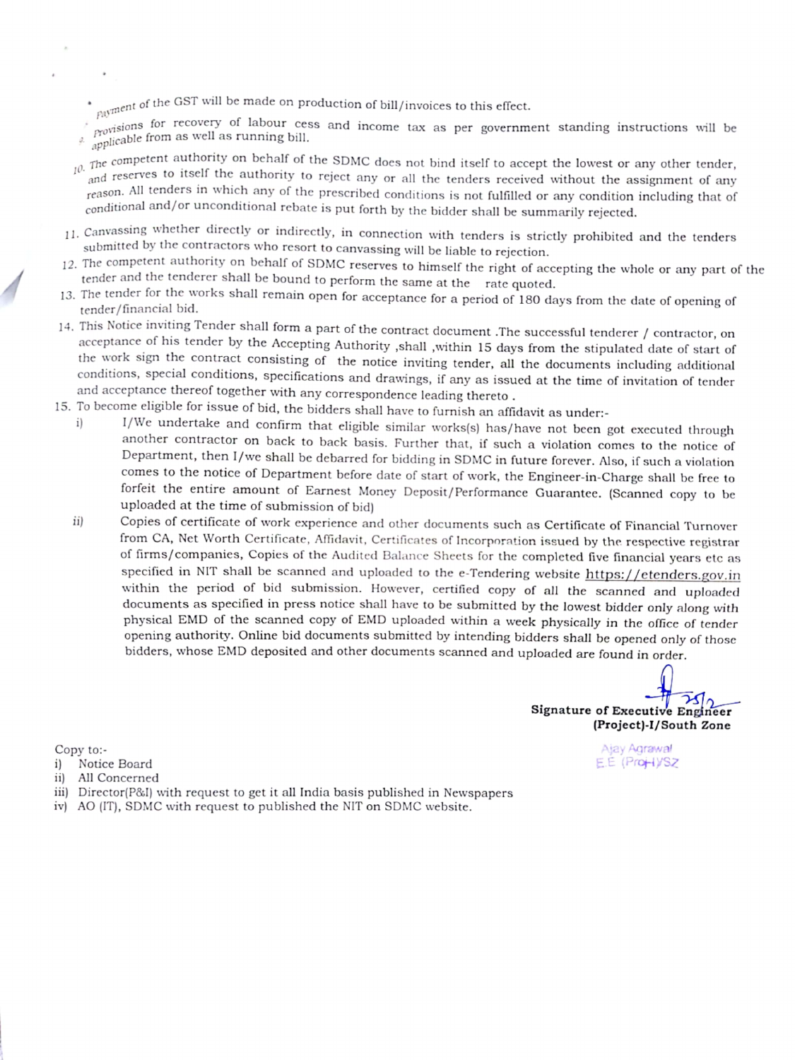- Payment of the GST will be made on production of bill/invoices to this effect.
- Provisions for recovery of labour cess and income tax as per government standing instructions will be applicable from as well as running bill.

10. The competent authority on behalf of the SDMC does not bind itself to accept the lowest or any other tender, and reserves to itself the authority to reject any or all the tenders received without the assignment of any reason. All tenders in which any of the prescribed conditions is not fulfilled or any condition including that of conditional and/or unconditional rebate is put forth by the bidder shall be summarily rejected.
11. Canvassing whether directly or indirectly, in connection with tenders is strictly prohibited and the tenders submitted by the contractors who resort to canvassing will be liable to rejection.
12. The competent authority on behalf of SDMC reserves to himself the right of accepting the whole or any part of the tender and the tenderer shall be bound to perform the same at the rate quoted.
13. The tender for the works shall remain open for acceptance for a period of 180 days from the date of opening of tender/financial bid.
14. This Notice inviting Tender shall form a part of the contract document .The successful tenderer / contractor, on acceptance of his tender by the Accepting Authority ,shall ,within 15 days from the stipulated date of start of the work sign the contract consisting of the notice inviting tender, all the documents including additional conditions, special conditions, specifications and drawings, if any as issued at the time of invitation of tender and acceptance thereof together with any correspondence leading thereto .
15. To become eligible for issue of bid, the bidders shall have to furnish an affidavit as under:-
    - i) I/We undertake and confirm that eligible similar works(s) has/have not been got executed through another contractor on back to back basis. Further that, if such a violation comes to the notice of Department, then I/we shall be debarred for bidding in SDMC in future forever. Also, if such a violation comes to the notice of Department before date of start of work, the Engineer-in-Charge shall be free to forfeit the entire amount of Earnest Money Deposit/Performance Guarantee. (Scanned copy to be uploaded at the time of submission of bid)
    - ii) Copies of certificate of work experience and other documents such as Certificate of Financial Turnover from CA, Net Worth Certificate, Affidavit, Certificates of Incorporation issued by the respective registrar of firms/companies, Copies of the Audited Balance Sheets for the completed five financial years etc as specified in NIT shall be scanned and uploaded to the e-Tendering website https://etenders.gov.in within the period of bid submission. However, certified copy of all the scanned and uploaded documents as specified in press notice shall have to be submitted by the lowest bidder only along with physical EMD of the scanned copy of EMD uploaded within a week physically in the office of tender opening authority. Online bid documents submitted by intending bidders shall be opened only of those bidders, whose EMD deposited and other documents scanned and uploaded are found in order.

25/2

**Signature of Executive Engineer**
**(Project)-I/South Zone**

Ajay Agrawal
E.E (Proj-I)/SZ

Copy to:-
- i) Notice Board
- ii) All Concerned
- iii) Director(P&I) with request to get it all India basis published in Newspapers
- iv) AO (IT), SDMC with request to published the NIT on SDMC website.